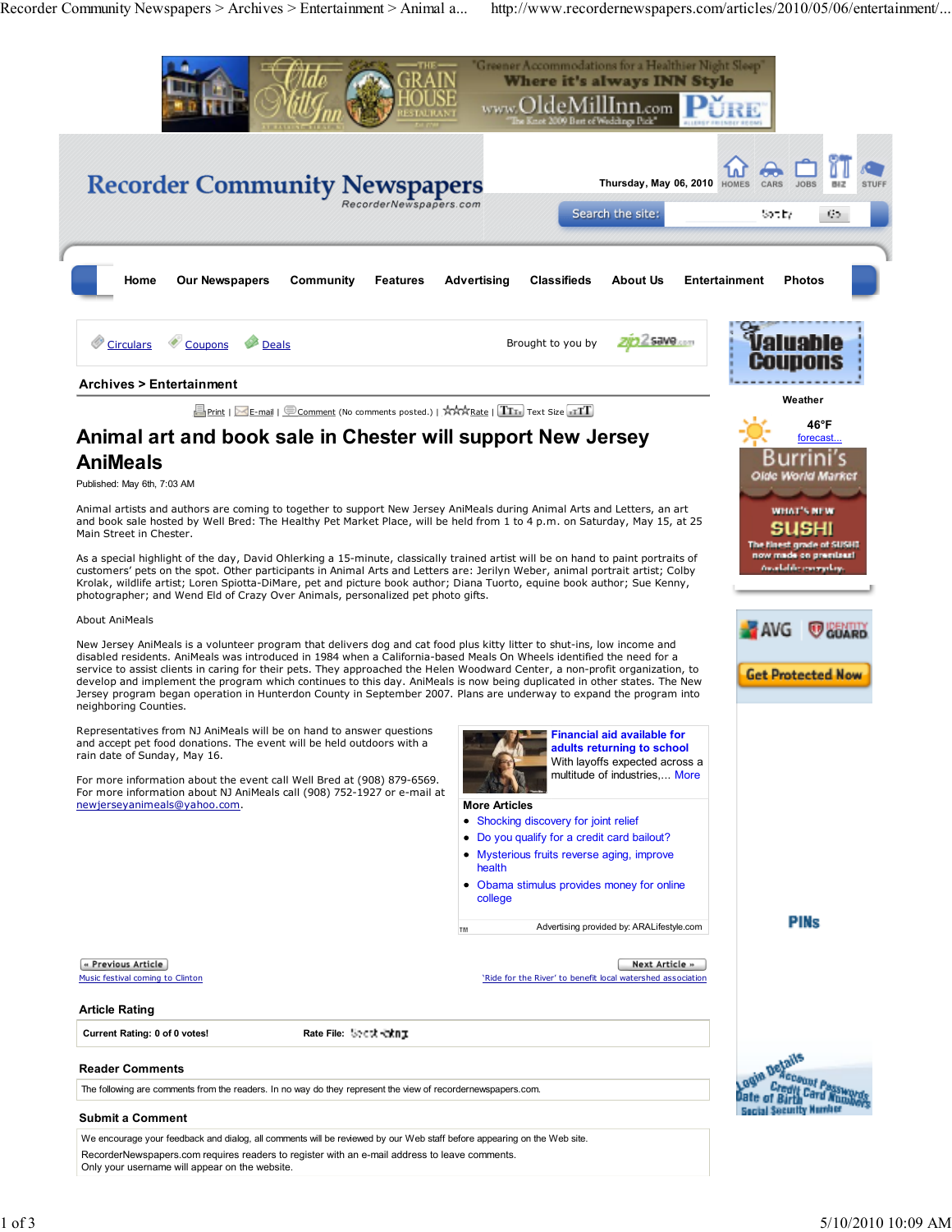Recorder Community Newspapers

RecorderNewspapers.com

Thursday, May 06, 2010

Home | Our Newspapers | Community | Features | Advertising | Classifieds | About Us | Entertainment | Photos

Circulars | Coupons | Deals — Brought to you by zip2save.com

**Archives > Entertainment**

Print | E-mail | Comment (No comments posted.) | Rate | Text Size

# Animal art and book sale in Chester will support New Jersey AniMeals

Published: May 6th, 7:03 AM

Animal artists and authors are coming to together to support New Jersey AniMeals during Animal Arts and Letters, an art and book sale hosted by Well Bred: The Healthy Pet Market Place, will be held from 1 to 4 p.m. on Saturday, May 15, at 25 Main Street in Chester.

As a special highlight of the day, David Ohlerking a 15-minute, classically trained artist will be on hand to paint portraits of customers' pets on the spot. Other participants in Animal Arts and Letters are: Jerilyn Weber, animal portrait artist; Colby Krolak, wildlife artist; Loren Spiotta-DiMare, pet and picture book author; Diana Tuorto, equine book author; Sue Kenny, photographer; and Wend Eld of Crazy Over Animals, personalized pet photo gifts.

About AniMeals

New Jersey AniMeals is a volunteer program that delivers dog and cat food plus kitty litter to shut-ins, low income and disabled residents. AniMeals was introduced in 1984 when a California-based Meals On Wheels identified the need for a service to assist clients in caring for their pets. They approached the Helen Woodward Center, a non-profit organization, to develop and implement the program which continues to this day. AniMeals is now being duplicated in other states. The New Jersey program began operation in Hunterdon County in September 2007. Plans are underway to expand the program into neighboring Counties.

Representatives from NJ AniMeals will be on hand to answer questions and accept pet food donations. The event will be held outdoors with a rain date of Sunday, May 16.

For more information about the event call Well Bred at (908) 879-6569. For more information about NJ AniMeals call (908) 752-1927 or e-mail at newjerseyanimeals@yahoo.com.

**Financial aid available for adults returning to school**
With layoffs expected across a multitude of industries,... More

**More Articles**

- Shocking discovery for joint relief
- Do you qualify for a credit card bailout?
- Mysterious fruits reverse aging, improve health
- Obama stimulus provides money for online college

Advertising provided by: ARALifestyle.com

« Previous Article: Music festival coming to Clinton

Next Article »: 'Ride for the River' to benefit local watershed association

**Article Rating**

Current Rating: 0 of 0 votes!

Rate File:

**Reader Comments**

The following are comments from the readers. In no way do they represent the view of recordernewspapers.com.

**Submit a Comment**

We encourage your feedback and dialog, all comments will be reviewed by our Web staff before appearing on the Web site.

RecorderNewspapers.com requires readers to register with an e-mail address to leave comments.
Only your username will appear on the website.

Weather

46°F
forecast...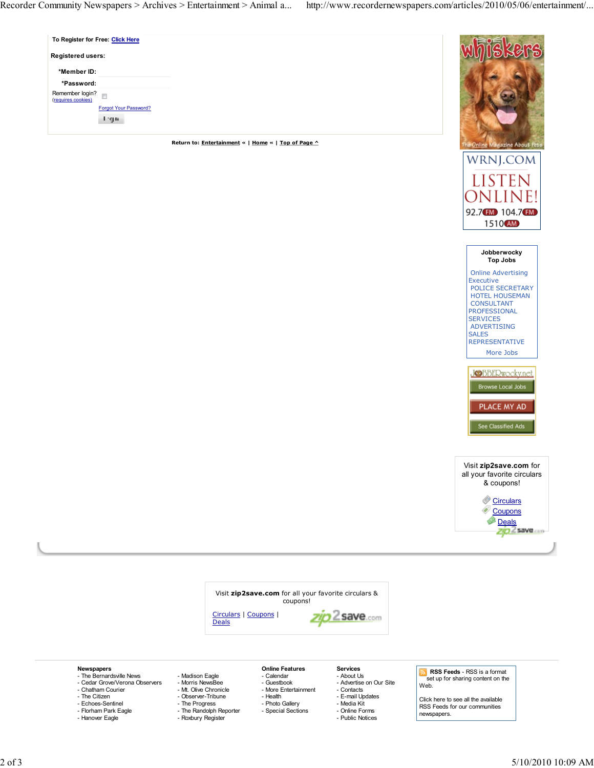**To Register for Free:** Click Here

**Registered users:**

**\*Member ID:**

**\*Password:**

Remember login? (requires cookies)

Forgot Your Password?

Login

Return to: **Entertainment** « | **Home** « | **Top of Page ^**

WRNJ.COM LISTEN ONLINE! 92.7 FM 104.7 FM 1510 AM

**Jobberwocky Top Jobs**

- Online Advertising Executive
- POLICE SECRETARY
- HOTEL HOUSEMAN
- CONSULTANT
- PROFESSIONAL SERVICES
- ADVERTISING SALES REPRESENTATIVE

More Jobs

Browse Local Jobs

PLACE MY AD

See Classified Ads

Visit **zip2save.com** for all your favorite circulars & coupons!

- Circulars
- Coupons
- Deals

Visit **zip2save.com** for all your favorite circulars & coupons!

Circulars | Coupons | Deals

**Newspapers**

- The Bernardsville News
- Cedar Grove/Verona Observers
- Chatham Courier
- The Citizen
- Echoes-Sentinel
- Florham Park Eagle
- Hanover Eagle
- Madison Eagle
- Morris NewsBee
- Mt. Olive Chronicle
- Observer-Tribune
- The Progress
- The Randolph Reporter
- Roxbury Register

**Online Features**

- Calendar
- Guestbook
- More Entertainment
- Health
- Photo Gallery
- Special Sections

**Services**

- About Us
- Advertise on Our Site
- Contacts
- E-mail Updates
- Media Kit
- Online Forms
- Public Notices

**RSS Feeds** - RSS is a format set up for sharing content on the Web.

Click here to see all the available RSS Feeds for our communities newspapers.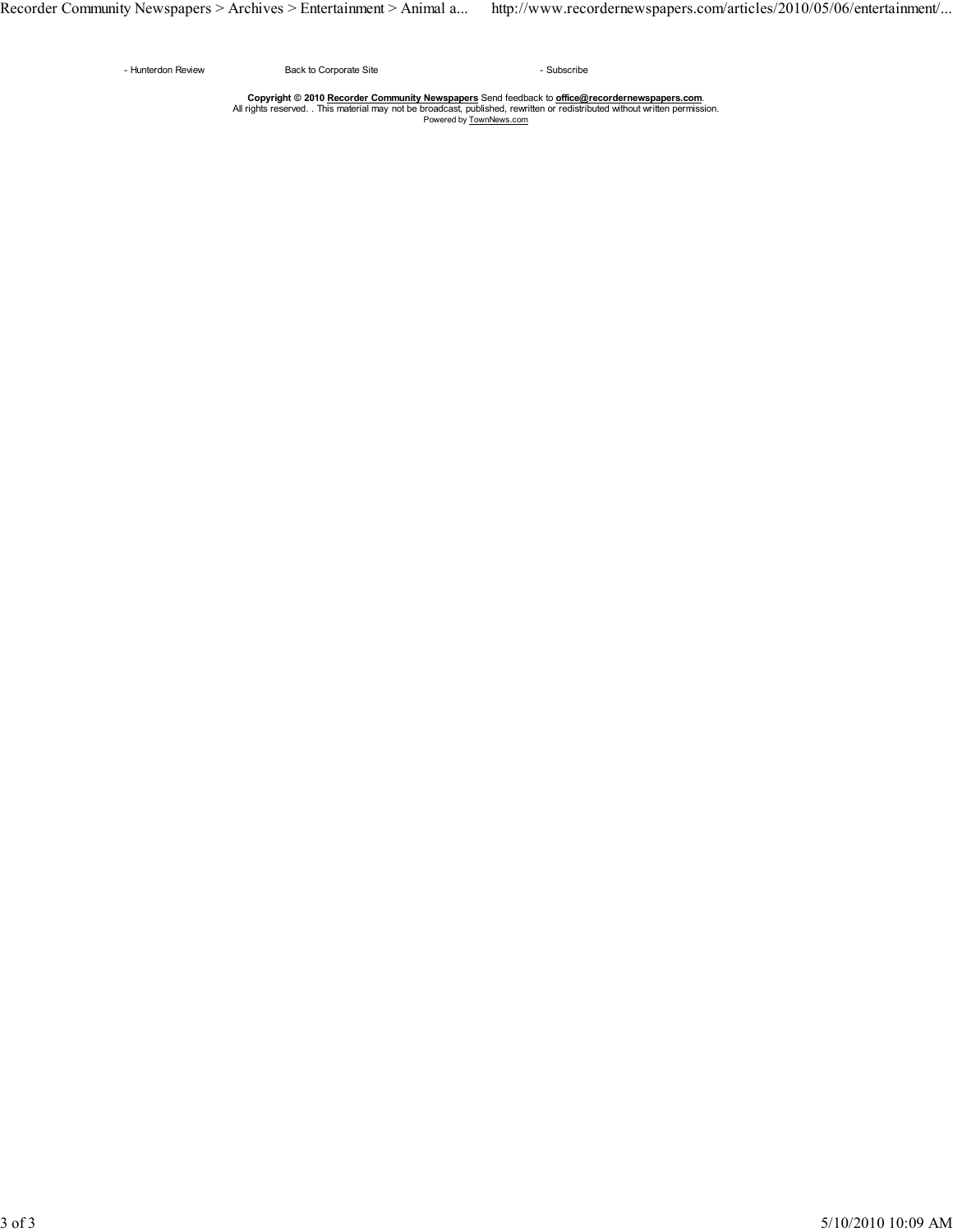- Hunterdon Review Back to Corporate Site - Subscribe

**Copyright © 2010 Recorder Community Newspapers** Send feedback to **office@recordernewspapers.com**.
All rights reserved. . This material may not be broadcast, published, rewritten or redistributed without written permission.
Powered by TownNews.com